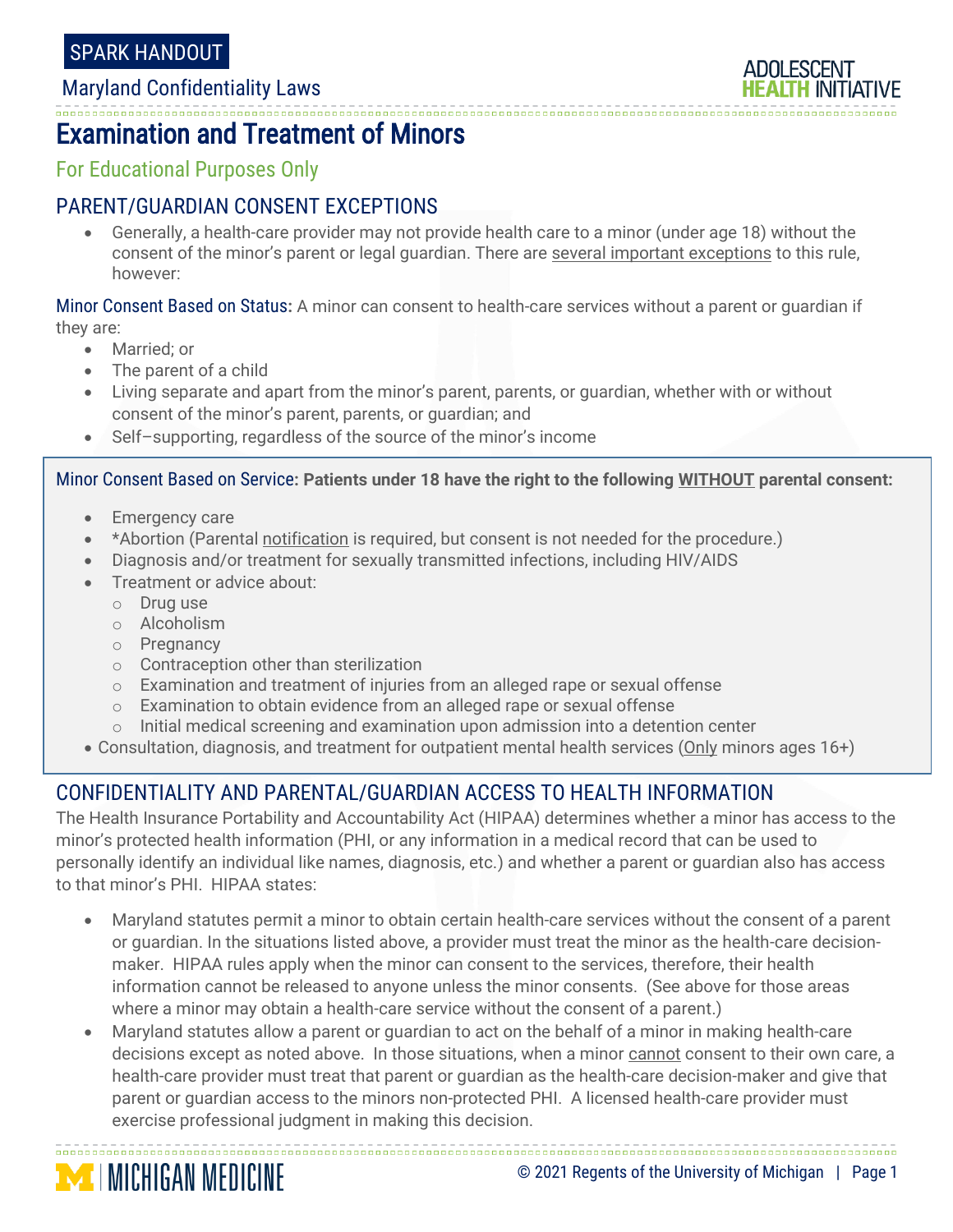SPARK HANDOUT

Maryland Confidentiality Laws

# Examination and Treatment of Minors

For Educational Purposes Only

## PARENT/GUARDIAN CONSENT EXCEPTIONS

- Generally, a health-care provider may not provide health care to a minor (under age 18) without the consent of the minor's parent or legal guardian. There are several important exceptions to this rule, however:

**Minor Consent Based on Status:** A minor can consent to health-care services without a parent or guardian if they are:

- Married; or
- The parent of a child
- Living separate and apart from the minor's parent, parents, or guardian, whether with or without consent of the minor's parent, parents, or guardian; and
- Self–supporting, regardless of the source of the minor's income

**Minor Consent Based on Service: Patients under 18 have the right to the following WITHOUT parental consent:**

- Emergency care
- *Abortion (Parental notification is required, but consent is not needed for the procedure.)
- Diagnosis and/or treatment for sexually transmitted infections, including HIV/AIDS
- Treatment or advice about:
    - Drug use
    - Alcoholism
    - Pregnancy
    - Contraception other than sterilization
    - Examination and treatment of injuries from an alleged rape or sexual offense
    - Examination to obtain evidence from an alleged rape or sexual offense
    - Initial medical screening and examination upon admission into a detention center
- Consultation, diagnosis, and treatment for outpatient mental health services (Only minors ages 16+)

## CONFIDENTIALITY AND PARENTAL/GUARDIAN ACCESS TO HEALTH INFORMATION

The Health Insurance Portability and Accountability Act (HIPAA) determines whether a minor has access to the minor's protected health information (PHI, or any information in a medical record that can be used to personally identify an individual like names, diagnosis, etc.) and whether a parent or guardian also has access to that minor's PHI. HIPAA states:

- Maryland statutes permit a minor to obtain certain health-care services without the consent of a parent or guardian. In the situations listed above, a provider must treat the minor as the health-care decision-maker. HIPAA rules apply when the minor can consent to the services, therefore, their health information cannot be released to anyone unless the minor consents. (See above for those areas where a minor may obtain a health-care service without the consent of a parent.)
- Maryland statutes allow a parent or guardian to act on the behalf of a minor in making health-care decisions except as noted above. In those situations, when a minor cannot consent to their own care, a health-care provider must treat that parent or guardian as the health-care decision-maker and give that parent or guardian access to the minors non-protected PHI. A licensed health-care provider must exercise professional judgment in making this decision.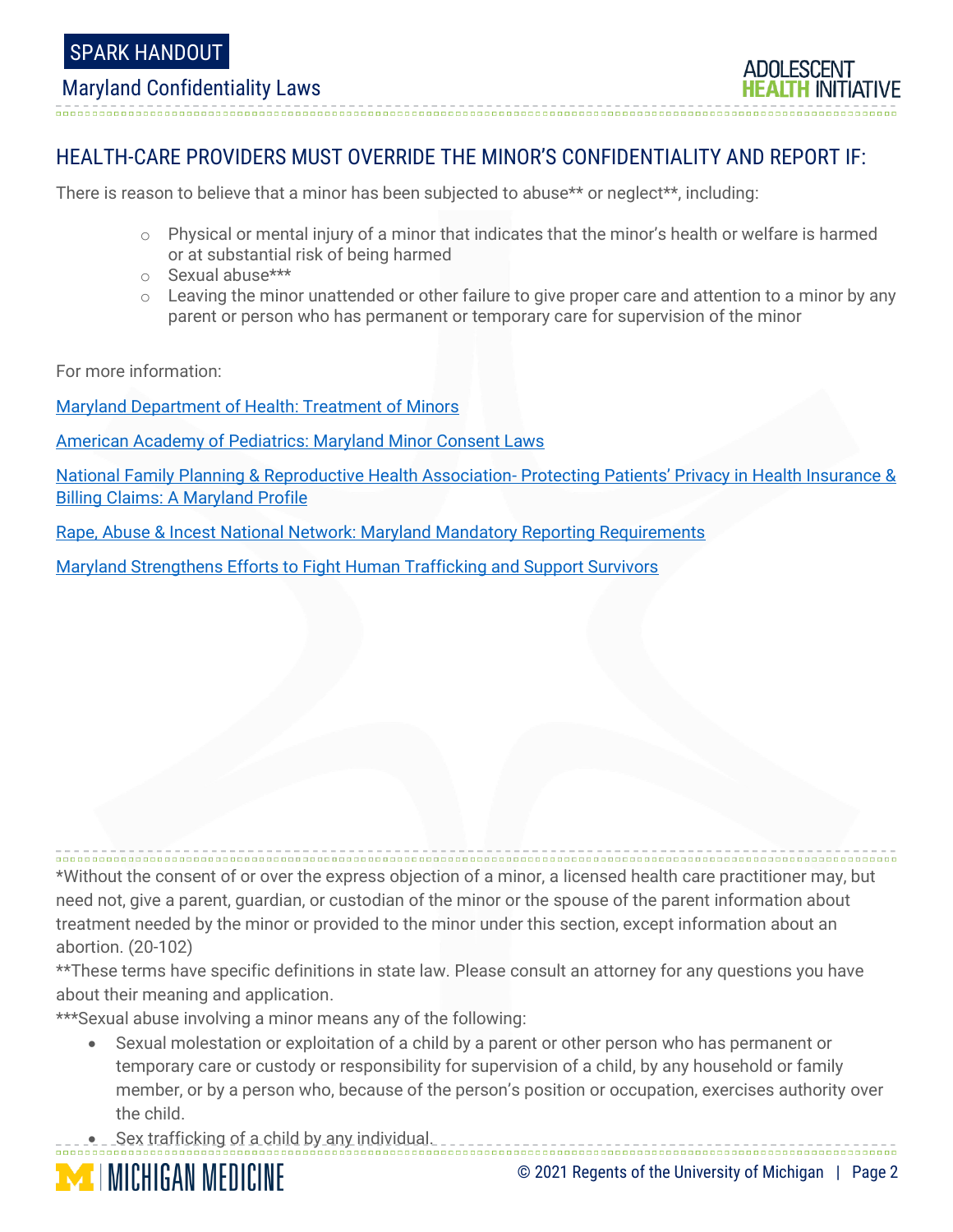## HEALTH-CARE PROVIDERS MUST OVERRIDE THE MINOR'S CONFIDENTIALITY AND REPORT IF:

There is reason to believe that a minor has been subjected to abuse** or neglect**, including:

- Physical or mental injury of a minor that indicates that the minor's health or welfare is harmed or at substantial risk of being harmed
- Sexual abuse***
- Leaving the minor unattended or other failure to give proper care and attention to a minor by any parent or person who has permanent or temporary care for supervision of the minor

For more information:

Maryland Department of Health: Treatment of Minors

American Academy of Pediatrics: Maryland Minor Consent Laws

National Family Planning & Reproductive Health Association- Protecting Patients' Privacy in Health Insurance & Billing Claims: A Maryland Profile

Rape, Abuse & Incest National Network: Maryland Mandatory Reporting Requirements

Maryland Strengthens Efforts to Fight Human Trafficking and Support Survivors

---

*Without the consent of or over the express objection of a minor, a licensed health care practitioner may, but need not, give a parent, guardian, or custodian of the minor or the spouse of the parent information about treatment needed by the minor or provided to the minor under this section, except information about an abortion. (20-102)

**These terms have specific definitions in state law. Please consult an attorney for any questions you have about their meaning and application.

***Sexual abuse involving a minor means any of the following:

- Sexual molestation or exploitation of a child by a parent or other person who has permanent or temporary care or custody or responsibility for supervision of a child, by any household or family member, or by a person who, because of the person's position or occupation, exercises authority over the child.
- Sex trafficking of a child by any individual.